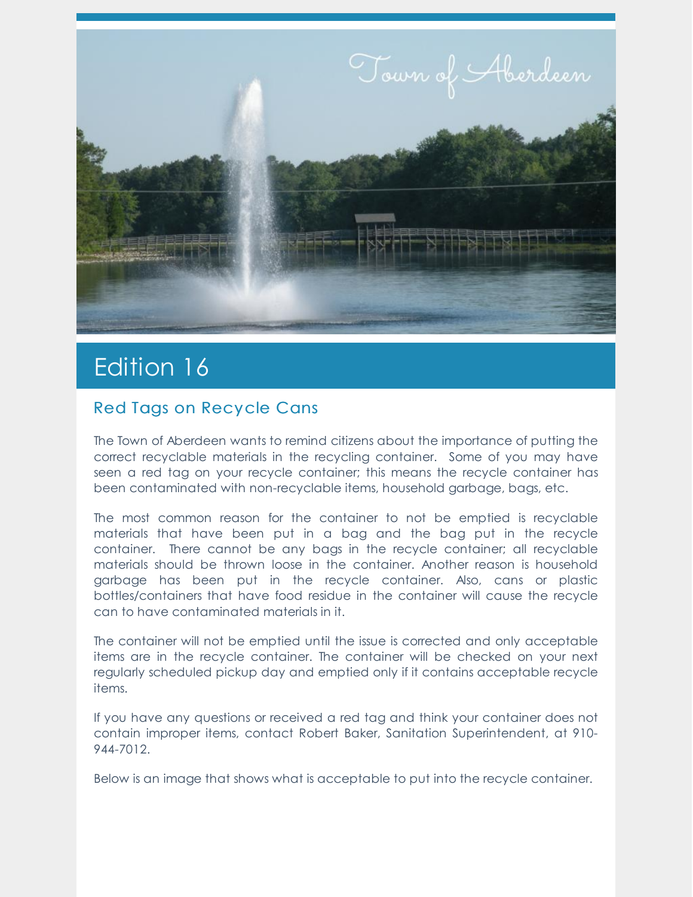Town of Aberdeen

# Edition 16

## Red Tags on Recycle Cans

The Town of Aberdeen wants to remind citizens about the importance of putting the correct recyclable materials in the recycling container. Some of you may have seen a red tag on your recycle container; this means the recycle container has been contaminated with non-recyclable items, household garbage, bags, etc.

The most common reason for the container to not be emptied is recyclable materials that have been put in a bag and the bag put in the recycle container. There cannot be any bags in the recycle container; all recyclable materials should be thrown loose in the container. Another reason is household garbage has been put in the recycle container. Also, cans or plastic bottles/containers that have food residue in the container will cause the recycle can to have contaminated materials in it.

The container will not be emptied until the issue is corrected and only acceptable items are in the recycle container. The container will be checked on your next regularly scheduled pickup day and emptied only if it contains acceptable recycle items.

If you have any questions or received a red tag and think your container does not contain improper items, contact Robert Baker, Sanitation Superintendent, at 910-944-7012.

Below is an image that shows what is acceptable to put into the recycle container.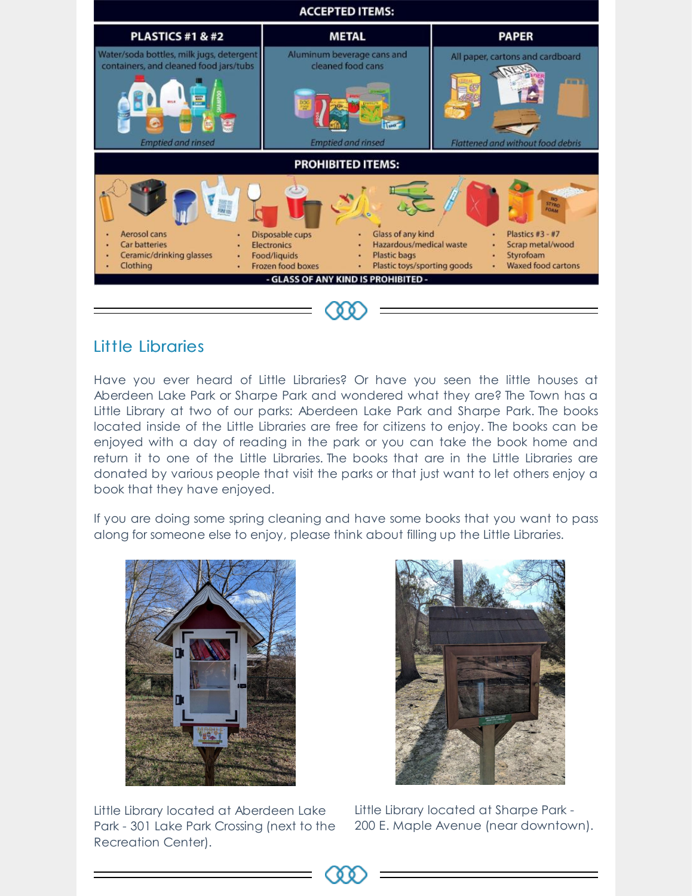## ACCEPTED ITEMS:

| PLASTICS #1 & #2 | METAL | PAPER |
| --- | --- | --- |
| Water/soda bottles, milk jugs, detergent containers, and cleaned food jars/tubs | Aluminum beverage cans and cleaned food cans | All paper, cartons and cardboard |
| *Emptied and rinsed* | *Emptied and rinsed* | *Flattened and without food debris* |

## PROHIBITED ITEMS:

- Aerosol cans
- Car batteries
- Ceramic/drinking glasses
- Clothing
- Disposable cups
- Electronics
- Food/liquids
- Frozen food boxes
- Glass of any kind
- Hazardous/medical waste
- Plastic bags
- Plastic toys/sporting goods
- Plastics #3 - #7
- Scrap metal/wood
- Styrofoam
- Waxed food cartons

**- GLASS OF ANY KIND IS PROHIBITED -**

## Little Libraries

Have you ever heard of Little Libraries? Or have you seen the little houses at Aberdeen Lake Park or Sharpe Park and wondered what they are? The Town has a Little Library at two of our parks: Aberdeen Lake Park and Sharpe Park. The books located inside of the Little Libraries are free for citizens to enjoy. The books can be enjoyed with a day of reading in the park or you can take the book home and return it to one of the Little Libraries. The books that are in the Little Libraries are donated by various people that visit the parks or that just want to let others enjoy a book that they have enjoyed.

If you are doing some spring cleaning and have some books that you want to pass along for someone else to enjoy, please think about filling up the Little Libraries.

Little Library located at Aberdeen Lake Park - 301 Lake Park Crossing (next to the Recreation Center).

Little Library located at Sharpe Park - 200 E. Maple Avenue (near downtown).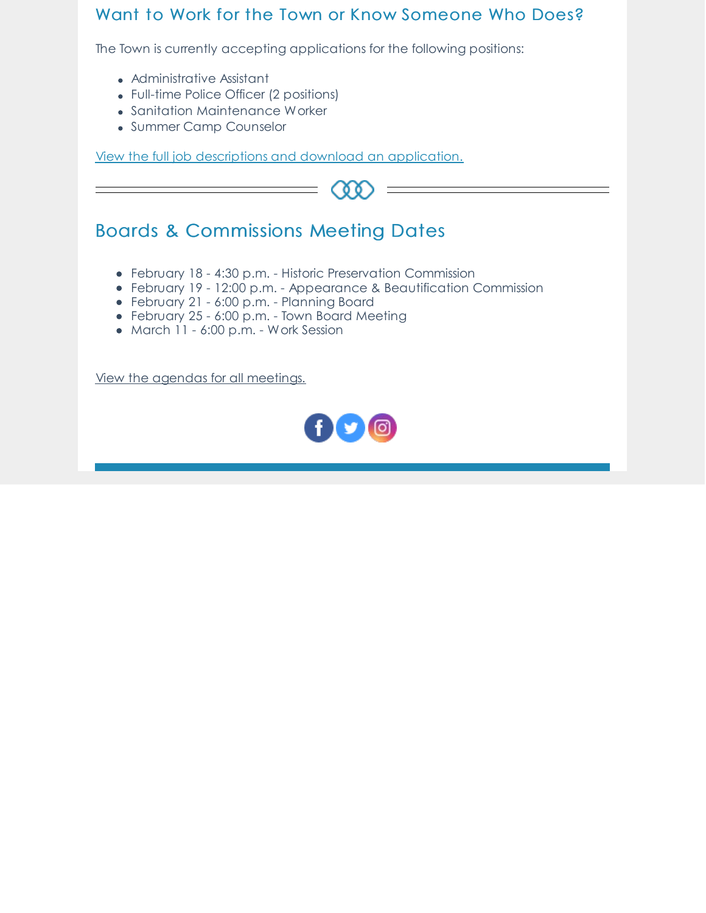## Want to Work for the Town or Know Someone Who Does?

The Town is currently accepting applications for the following positions:

- Administrative Assistant
- Full-time Police Officer (2 positions)
- Sanitation Maintenance Worker
- Summer Camp Counselor

View the full job descriptions and download an application.

## Boards & Commissions Meeting Dates

- February 18 - 4:30 p.m. - Historic Preservation Commission
- February 19 - 12:00 p.m. - Appearance & Beautification Commission
- February 21 - 6:00 p.m. - Planning Board
- February 25 - 6:00 p.m. - Town Board Meeting
- March 11 - 6:00 p.m. - Work Session

View the agendas for all meetings.